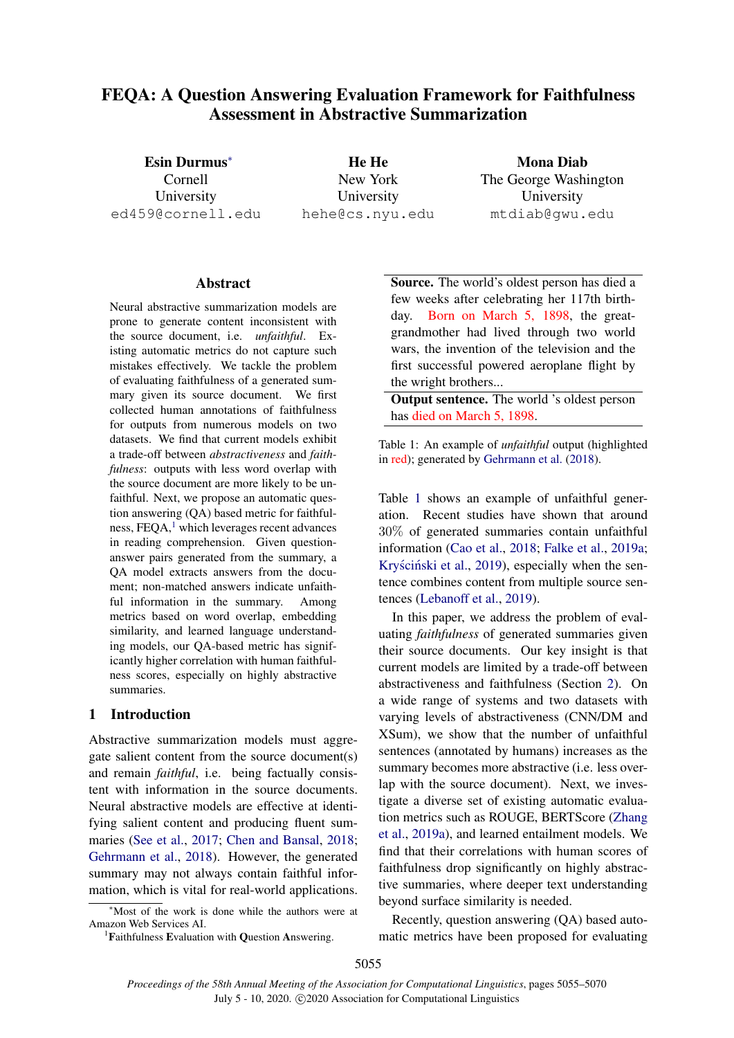# FEQA: A Question Answering Evaluation Framework for Faithfulness Assessment in Abstractive Summarization

**Esin Durmus***
Cornell University
ed459@cornell.edu

**He He**
New York University
hehe@cs.nyu.edu

**Mona Diab**
The George Washington University
mtdiab@gwu.edu

## Abstract

Neural abstractive summarization models are prone to generate content inconsistent with the source document, i.e. *unfaithful*. Existing automatic metrics do not capture such mistakes effectively. We tackle the problem of evaluating faithfulness of a generated summary given its source document. We first collected human annotations of faithfulness for outputs from numerous models on two datasets. We find that current models exhibit a trade-off between *abstractiveness* and *faithfulness*: outputs with less word overlap with the source document are more likely to be unfaithful. Next, we propose an automatic question answering (QA) based metric for faithfulness, FEQA,[1] which leverages recent advances in reading comprehension. Given question-answer pairs generated from the summary, a QA model extracts answers from the document; non-matched answers indicate unfaithful information in the summary. Among metrics based on word overlap, embedding similarity, and learned language understanding models, our QA-based metric has significantly higher correlation with human faithfulness scores, especially on highly abstractive summaries.

## 1 Introduction

Abstractive summarization models must aggregate salient content from the source document(s) and remain *faithful*, i.e. being factually consistent with information in the source documents. Neural abstractive models are effective at identifying salient content and producing fluent summaries (See et al., 2017; Chen and Bansal, 2018; Gehrmann et al., 2018). However, the generated summary may not always contain faithful information, which is vital for real-world applications.

| |
|---|
| **Source.** The world's oldest person has died a few weeks after celebrating her 117th birthday. Born on March 5, 1898, the great-grandmother had lived through two world wars, the invention of the television and the first successful powered aeroplane flight by the wright brothers... |
| **Output sentence.** The world 's oldest person has died on March 5, 1898. |

Table 1: An example of *unfaithful* output (highlighted in red); generated by Gehrmann et al. (2018).

Table 1 shows an example of unfaithful generation. Recent studies have shown that around 30% of generated summaries contain unfaithful information (Cao et al., 2018; Falke et al., 2019a; Kryściński et al., 2019), especially when the sentence combines content from multiple source sentences (Lebanoff et al., 2019).

In this paper, we address the problem of evaluating *faithfulness* of generated summaries given their source documents. Our key insight is that current models are limited by a trade-off between abstractiveness and faithfulness (Section 2). On a wide range of systems and two datasets with varying levels of abstractiveness (CNN/DM and XSum), we show that the number of unfaithful sentences (annotated by humans) increases as the summary becomes more abstractive (i.e. less overlap with the source document). Next, we investigate a diverse set of existing automatic evaluation metrics such as ROUGE, BERTScore (Zhang et al., 2019a), and learned entailment models. We find that their correlations with human scores of faithfulness drop significantly on highly abstractive summaries, where deeper text understanding beyond surface similarity is needed.

Recently, question answering (QA) based automatic metrics have been proposed for evaluating

*Most of the work is done while the authors were at Amazon Web Services AI.

[1] **F**aithfulness **E**valuation with **Q**uestion **A**nswering.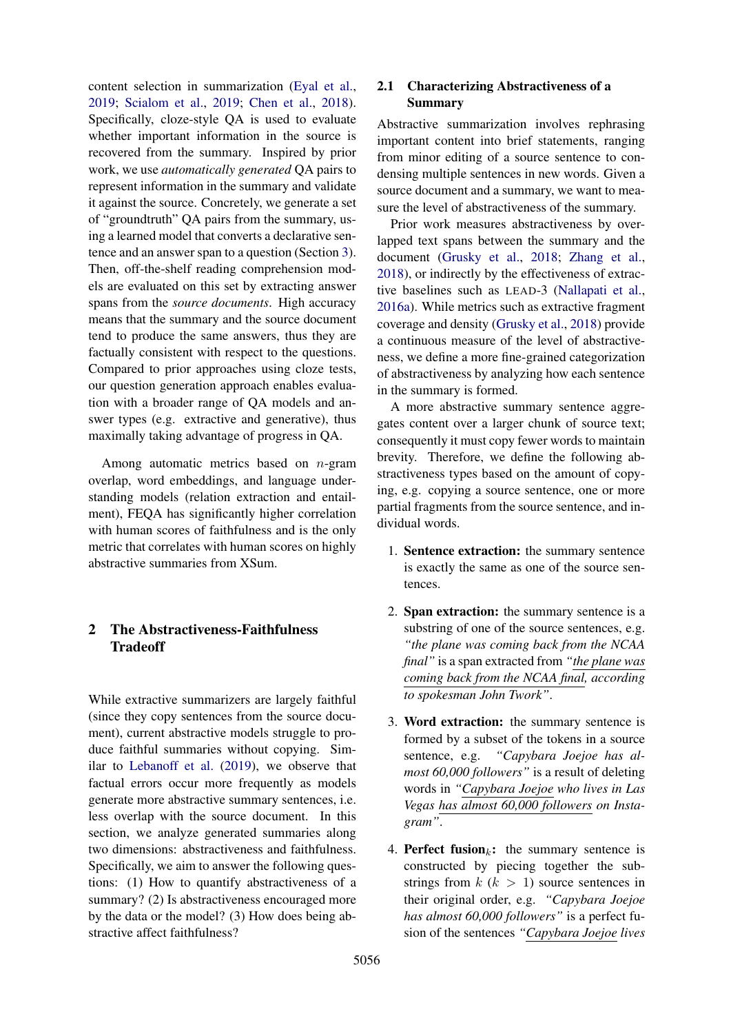content selection in summarization (Eyal et al., 2019; Scialom et al., 2019; Chen et al., 2018). Specifically, cloze-style QA is used to evaluate whether important information in the source is recovered from the summary. Inspired by prior work, we use *automatically generated* QA pairs to represent information in the summary and validate it against the source. Concretely, we generate a set of "groundtruth" QA pairs from the summary, using a learned model that converts a declarative sentence and an answer span to a question (Section 3). Then, off-the-shelf reading comprehension models are evaluated on this set by extracting answer spans from the *source documents*. High accuracy means that the summary and the source document tend to produce the same answers, thus they are factually consistent with respect to the questions. Compared to prior approaches using cloze tests, our question generation approach enables evaluation with a broader range of QA models and answer types (e.g. extractive and generative), thus maximally taking advantage of progress in QA.

Among automatic metrics based on $n$-gram overlap, word embeddings, and language understanding models (relation extraction and entailment), FEQA has significantly higher correlation with human scores of faithfulness and is the only metric that correlates with human scores on highly abstractive summaries from XSum.

## 2 The Abstractiveness-Faithfulness Tradeoff

While extractive summarizers are largely faithful (since they copy sentences from the source document), current abstractive models struggle to produce faithful summaries without copying. Similar to Lebanoff et al. (2019), we observe that factual errors occur more frequently as models generate more abstractive summary sentences, i.e. less overlap with the source document. In this section, we analyze generated summaries along two dimensions: abstractiveness and faithfulness. Specifically, we aim to answer the following questions: (1) How to quantify abstractiveness of a summary? (2) Is abstractiveness encouraged more by the data or the model? (3) How does being abstractive affect faithfulness?

### 2.1 Characterizing Abstractiveness of a Summary

Abstractive summarization involves rephrasing important content into brief statements, ranging from minor editing of a source sentence to condensing multiple sentences in new words. Given a source document and a summary, we want to measure the level of abstractiveness of the summary.

Prior work measures abstractiveness by overlapped text spans between the summary and the document (Grusky et al., 2018; Zhang et al., 2018), or indirectly by the effectiveness of extractive baselines such as LEAD-3 (Nallapati et al., 2016a). While metrics such as extractive fragment coverage and density (Grusky et al., 2018) provide a continuous measure of the level of abstractiveness, we define a more fine-grained categorization of abstractiveness by analyzing how each sentence in the summary is formed.

A more abstractive summary sentence aggregates content over a larger chunk of source text; consequently it must copy fewer words to maintain brevity. Therefore, we define the following abstractiveness types based on the amount of copying, e.g. copying a source sentence, one or more partial fragments from the source sentence, and individual words.

1. **Sentence extraction:** the summary sentence is exactly the same as one of the source sentences.

2. **Span extraction:** the summary sentence is a substring of one of the source sentences, e.g. *"the plane was coming back from the NCAA final"* is a span extracted from *"the plane was coming back from the NCAA final, according to spokesman John Twork"*.

3. **Word extraction:** the summary sentence is formed by a subset of the tokens in a source sentence, e.g. *"Capybara Joejoe has almost 60,000 followers"* is a result of deleting words in *"Capybara Joejoe who lives in Las Vegas has almost 60,000 followers on Instagram"*.

4. **Perfect fusion$_k$:** the summary sentence is constructed by piecing together the substrings from $k$ ($k > 1$) source sentences in their original order, e.g. *"Capybara Joejoe has almost 60,000 followers"* is a perfect fusion of the sentences *"Capybara Joejoe lives*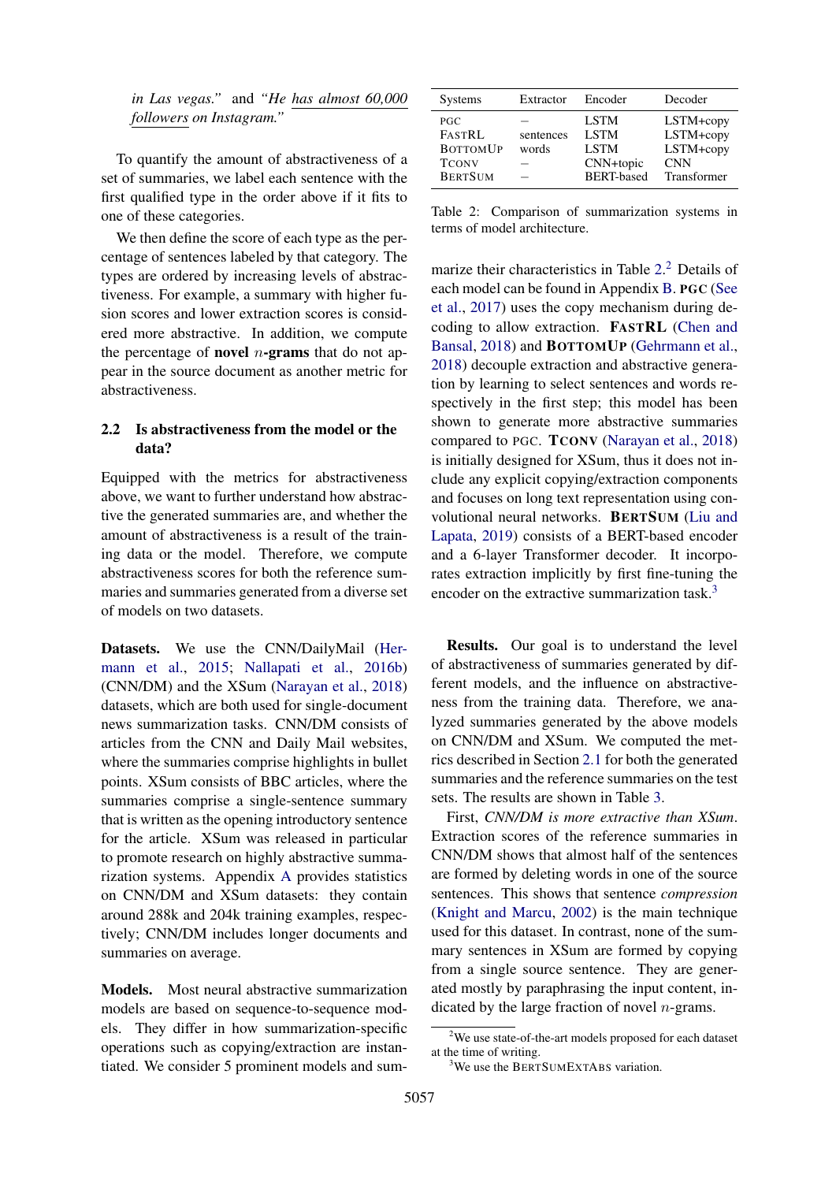in Las vegas." and "He has almost 60,000 followers on Instagram."

To quantify the amount of abstractiveness of a set of summaries, we label each sentence with the first qualified type in the order above if it fits to one of these categories.

We then define the score of each type as the percentage of sentences labeled by that category. The types are ordered by increasing levels of abstractiveness. For example, a summary with higher fusion scores and lower extraction scores is considered more abstractive. In addition, we compute the percentage of **novel** $n$**-grams** that do not appear in the source document as another metric for abstractiveness.

## 2.2 Is abstractiveness from the model or the data?

Equipped with the metrics for abstractiveness above, we want to further understand how abstractive the generated summaries are, and whether the amount of abstractiveness is a result of the training data or the model. Therefore, we compute abstractiveness scores for both the reference summaries and summaries generated from a diverse set of models on two datasets.

**Datasets.** We use the CNN/DailyMail (Hermann et al., 2015; Nallapati et al., 2016b) (CNN/DM) and the XSum (Narayan et al., 2018) datasets, which are both used for single-document news summarization tasks. CNN/DM consists of articles from the CNN and Daily Mail websites, where the summaries comprise highlights in bullet points. XSum consists of BBC articles, where the summaries comprise a single-sentence summary that is written as the opening introductory sentence for the article. XSum was released in particular to promote research on highly abstractive summarization systems. Appendix A provides statistics on CNN/DM and XSum datasets: they contain around 288k and 204k training examples, respectively; CNN/DM includes longer documents and summaries on average.

**Models.** Most neural abstractive summarization models are based on sequence-to-sequence models. They differ in how summarization-specific operations such as copying/extraction are instantiated. We consider 5 prominent models and summarize their characteristics in Table 2.[2] Details of each model can be found in Appendix B. **PGC** (See et al., 2017) uses the copy mechanism during decoding to allow extraction. **FASTRL** (Chen and Bansal, 2018) and **BOTTOMUP** (Gehrmann et al., 2018) decouple extraction and abstractive generation by learning to select sentences and words respectively in the first step; this model has been shown to generate more abstractive summaries compared to PGC. **TCONV** (Narayan et al., 2018) is initially designed for XSum, thus it does not include any explicit copying/extraction components and focuses on long text representation using convolutional neural networks. **BERTSUM** (Liu and Lapata, 2019) consists of a BERT-based encoder and a 6-layer Transformer decoder. It incorporates extraction implicitly by first fine-tuning the encoder on the extractive summarization task.[3]

| Systems | Extractor | Encoder | Decoder |
|---|---|---|---|
| PGC | – | LSTM | LSTM+copy |
| FASTRL | sentences | LSTM | LSTM+copy |
| BOTTOMUP | words | LSTM | LSTM+copy |
| TCONV | – | CNN+topic | CNN |
| BERTSUM | – | BERT-based | Transformer |

Table 2: Comparison of summarization systems in terms of model architecture.

**Results.** Our goal is to understand the level of abstractiveness of summaries generated by different models, and the influence on abstractiveness from the training data. Therefore, we analyzed summaries generated by the above models on CNN/DM and XSum. We computed the metrics described in Section 2.1 for both the generated summaries and the reference summaries on the test sets. The results are shown in Table 3.

First, *CNN/DM is more extractive than XSum*. Extraction scores of the reference summaries in CNN/DM shows that almost half of the sentences are formed by deleting words in one of the source sentences. This shows that sentence *compression* (Knight and Marcu, 2002) is the main technique used for this dataset. In contrast, none of the summary sentences in XSum are formed by copying from a single source sentence. They are generated mostly by paraphrasing the input content, indicated by the large fraction of novel $n$-grams.

[2] We use state-of-the-art models proposed for each dataset at the time of writing.

[3] We use the BERTSUMEXTABS variation.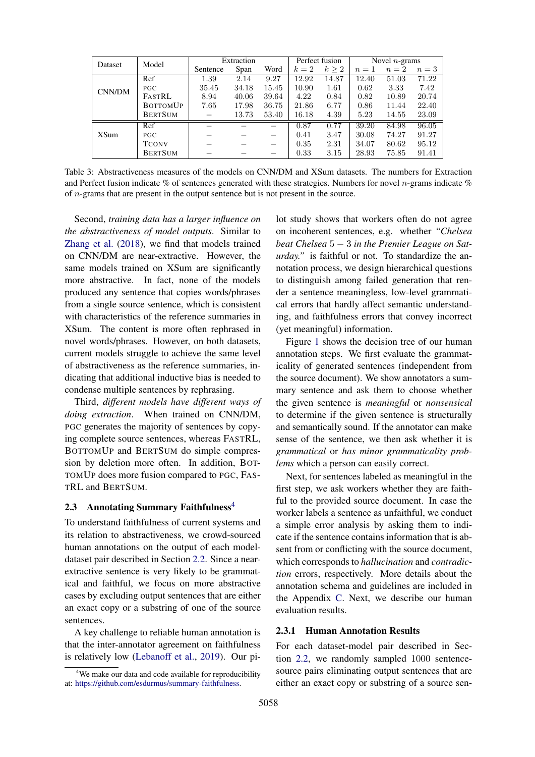| Dataset | Model | Extraction | | | Perfect fusion | | Novel $n$-grams | | |
|---|---|---|---|---|---|---|---|---|---|
| | | Sentence | Span | Word | $k=2$ | $k \geq 2$ | $n=1$ | $n=2$ | $n=3$ |
| CNN/DM | Ref | 1.39 | 2.14 | 9.27 | 12.92 | 14.87 | 12.40 | 51.03 | 71.22 |
| | PGC | 35.45 | 34.18 | 15.45 | 10.90 | 1.61 | 0.62 | 3.33 | 7.42 |
| | FASTRL | 8.94 | 40.06 | 39.64 | 4.22 | 0.84 | 0.82 | 10.89 | 20.74 |
| | BOTTOMUP | 7.65 | 17.98 | 36.75 | 21.86 | 6.77 | 0.86 | 11.44 | 22.40 |
| | BERTSUM | – | 13.73 | 53.40 | 16.18 | 4.39 | 5.23 | 14.55 | 23.09 |
| XSum | Ref | – | – | – | 0.87 | 0.77 | 39.20 | 84.98 | 96.05 |
| | PGC | – | – | – | 0.41 | 3.47 | 30.08 | 74.27 | 91.27 |
| | TCONV | – | – | – | 0.35 | 2.31 | 34.07 | 80.62 | 95.12 |
| | BERTSUM | – | – | – | 0.33 | 3.15 | 28.93 | 75.85 | 91.41 |

Table 3: Abstractiveness measures of the models on CNN/DM and XSum datasets. The numbers for Extraction and Perfect fusion indicate % of sentences generated with these strategies. Numbers for novel $n$-grams indicate % of $n$-grams that are present in the output sentence but is not present in the source.

Second, *training data has a larger influence on the abstractiveness of model outputs*. Similar to Zhang et al. (2018), we find that models trained on CNN/DM are near-extractive. However, the same models trained on XSum are significantly more abstractive. In fact, none of the models produced any sentence that copies words/phrases from a single source sentence, which is consistent with characteristics of the reference summaries in XSum. The content is more often rephrased in novel words/phrases. However, on both datasets, current models struggle to achieve the same level of abstractiveness as the reference summaries, indicating that additional inductive bias is needed to condense multiple sentences by rephrasing.

Third, *different models have different ways of doing extraction*. When trained on CNN/DM, PGC generates the majority of sentences by copying complete source sentences, whereas FASTRL, BOTTOMUP and BERTSUM do simple compression by deletion more often. In addition, BOTTOMUP does more fusion compared to PGC, FASTRL and BERTSUM.

## 2.3 Annotating Summary Faithfulness[4]

To understand faithfulness of current systems and its relation to abstractiveness, we crowd-sourced human annotations on the output of each model-dataset pair described in Section 2.2. Since a near-extractive sentence is very likely to be grammatical and faithful, we focus on more abstractive cases by excluding output sentences that are either an exact copy or a substring of one of the source sentences.

A key challenge to reliable human annotation is that the inter-annotator agreement on faithfulness is relatively low (Lebanoff et al., 2019). Our pilot study shows that workers often do not agree on incoherent sentences, e.g. whether *"Chelsea beat Chelsea* $5-3$ *in the Premier League on Saturday."* is faithful or not. To standardize the annotation process, we design hierarchical questions to distinguish among failed generation that render a sentence meaningless, low-level grammatical errors that hardly affect semantic understanding, and faithfulness errors that convey incorrect (yet meaningful) information.

Figure 1 shows the decision tree of our human annotation steps. We first evaluate the grammaticality of generated sentences (independent from the source document). We show annotators a summary sentence and ask them to choose whether the given sentence is *meaningful* or *nonsensical* to determine if the given sentence is structurally and semantically sound. If the annotator can make sense of the sentence, we then ask whether it is *grammatical* or *has minor grammaticality problems* which a person can easily correct.

Next, for sentences labeled as meaningful in the first step, we ask workers whether they are faithful to the provided source document. In case the worker labels a sentence as unfaithful, we conduct a simple error analysis by asking them to indicate if the sentence contains information that is absent from or conflicting with the source document, which corresponds to *hallucination* and *contradiction* errors, respectively. More details about the annotation schema and guidelines are included in the Appendix C. Next, we describe our human evaluation results.

### 2.3.1 Human Annotation Results

For each dataset-model pair described in Section 2.2, we randomly sampled 1000 sentence-source pairs eliminating output sentences that are either an exact copy or substring of a source sen-

[4] We make our data and code available for reproducibility at: https://github.com/esdurmus/summary-faithfulness.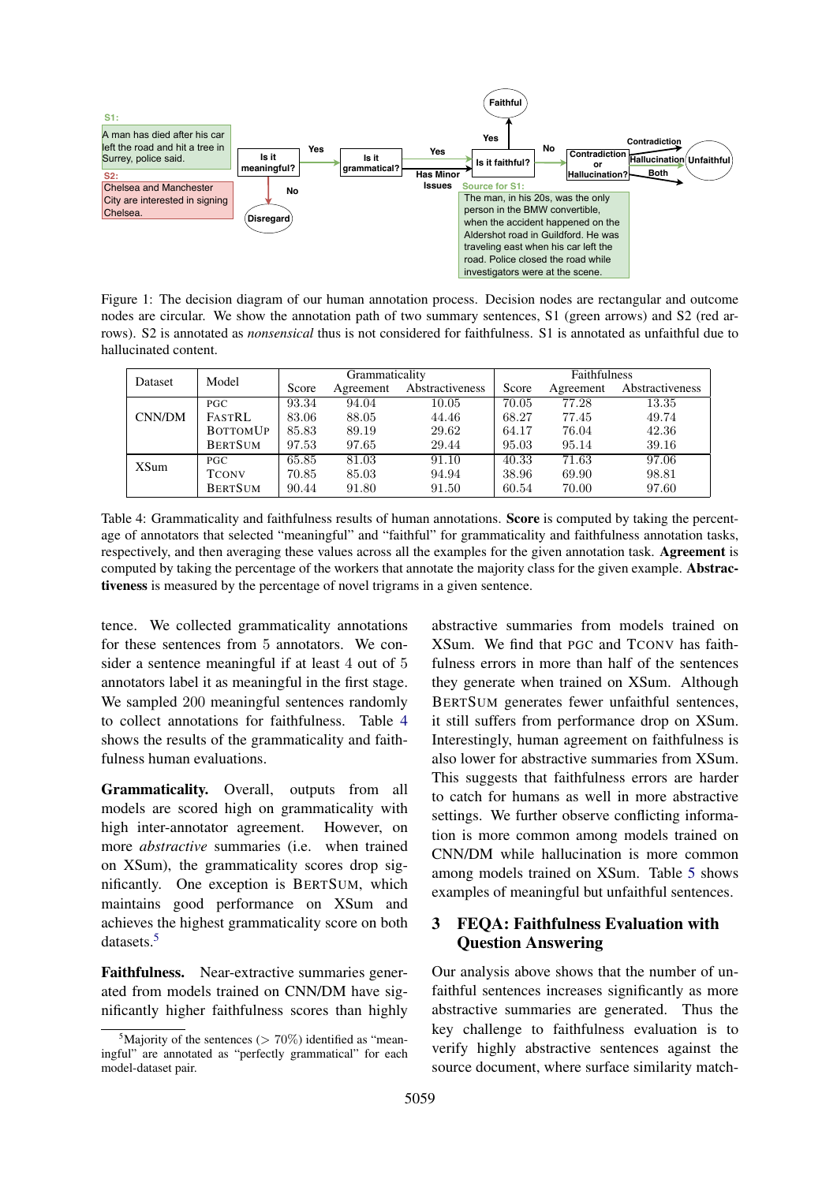S1:

A man has died after his car left the road and hit a tree in Surrey, police said.

S2:

Chelsea and Manchester City are interested in signing Chelsea.

Source for S1: The man, in his 20s, was the only person in the BMW convertible, when the accident happened on the Aldershot road in Guildford. He was traveling east when his car left the road. Police closed the road while investigators were at the scene.

Figure 1: The decision diagram of our human annotation process. Decision nodes are rectangular and outcome nodes are circular. We show the annotation path of two summary sentences, S1 (green arrows) and S2 (red arrows). S2 is annotated as *nonsensical* thus is not considered for faithfulness. S1 is annotated as unfaithful due to hallucinated content.

| Dataset | Model | Grammaticality | | | Faithfulness | | |
|---|---|---|---|---|---|---|---|
| | | Score | Agreement | Abstractiveness | Score | Agreement | Abstractiveness |
| CNN/DM | PGC | 93.34 | 94.04 | 10.05 | 70.05 | 77.28 | 13.35 |
| | FASTRL | 83.06 | 88.05 | 44.46 | 68.27 | 77.45 | 49.74 |
| | BOTTOMUP | 85.83 | 89.19 | 29.62 | 64.17 | 76.04 | 42.36 |
| | BERTSUM | 97.53 | 97.65 | 29.44 | 95.03 | 95.14 | 39.16 |
| XSum | PGC | 65.85 | 81.03 | 91.10 | 40.33 | 71.63 | 97.06 |
| | TCONV | 70.85 | 85.03 | 94.94 | 38.96 | 69.90 | 98.81 |
| | BERTSUM | 90.44 | 91.80 | 91.50 | 60.54 | 70.00 | 97.60 |

Table 4: Grammaticality and faithfulness results of human annotations. **Score** is computed by taking the percentage of annotators that selected "meaningful" and "faithful" for grammaticality and faithfulness annotation tasks, respectively, and then averaging these values across all the examples for the given annotation task. **Agreement** is computed by taking the percentage of the workers that annotate the majority class for the given example. **Abstractiveness** is measured by the percentage of novel trigrams in a given sentence.

tence. We collected grammaticality annotations for these sentences from 5 annotators. We consider a sentence meaningful if at least 4 out of 5 annotators label it as meaningful in the first stage. We sampled 200 meaningful sentences randomly to collect annotations for faithfulness. Table 4 shows the results of the grammaticality and faithfulness human evaluations.

**Grammaticality.** Overall, outputs from all models are scored high on grammaticality with high inter-annotator agreement. However, on more *abstractive* summaries (i.e. when trained on XSum), the grammaticality scores drop significantly. One exception is BERTSUM, which maintains good performance on XSum and achieves the highest grammaticality score on both datasets.[5]

**Faithfulness.** Near-extractive summaries generated from models trained on CNN/DM have significantly higher faithfulness scores than highly abstractive summaries from models trained on XSum. We find that PGC and TCONV has faithfulness errors in more than half of the sentences they generate when trained on XSum. Although BERTSUM generates fewer unfaithful sentences, it still suffers from performance drop on XSum. Interestingly, human agreement on faithfulness is also lower for abstractive summaries from XSum. This suggests that faithfulness errors are harder to catch for humans as well in more abstractive settings. We further observe conflicting information is more common among models trained on CNN/DM while hallucination is more common among models trained on XSum. Table 5 shows examples of meaningful but unfaithful sentences.

## 3 FEQA: Faithfulness Evaluation with Question Answering

Our analysis above shows that the number of unfaithful sentences increases significantly as more abstractive summaries are generated. Thus the key challenge to faithfulness evaluation is to verify highly abstractive sentences against the source document, where surface similarity match-

[5] Majority of the sentences ($> 70\%$) identified as "meaningful" are annotated as "perfectly grammatical" for each model-dataset pair.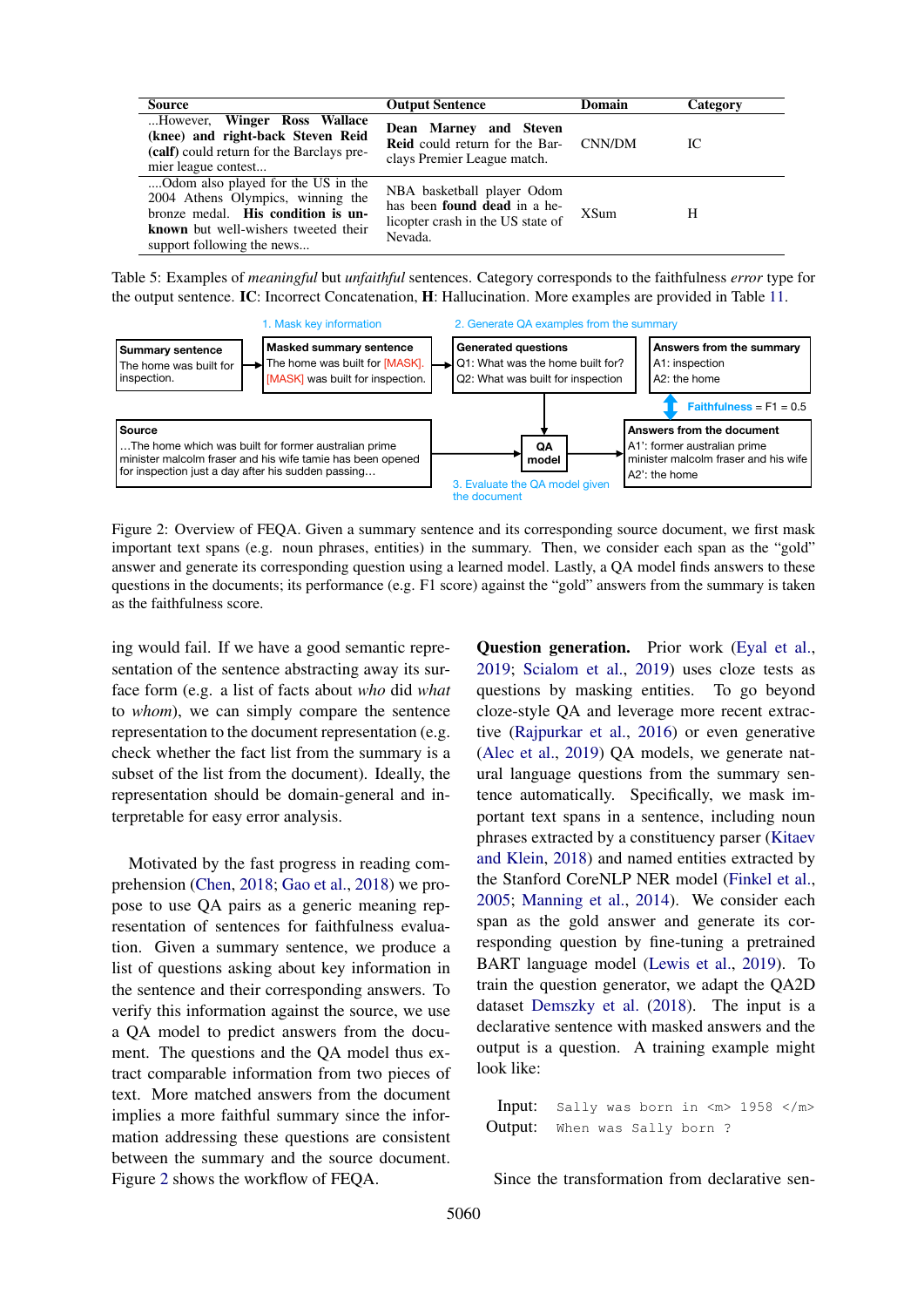| Source | Output Sentence | Domain | Category |
| --- | --- | --- | --- |
| ...However, **Winger Ross Wallace (knee) and right-back Steven Reid (calf)** could return for the Barclays premier league contest... | **Dean Marney and Steven Reid** could return for the Barclays Premier League match. | CNN/DM | IC |
| ....Odom also played for the US in the 2004 Athens Olympics, winning the bronze medal. **His condition is unknown** but well-wishers tweeted their support following the news... | NBA basketball player Odom has been **found dead** in a helicopter crash in the US state of Nevada. | XSum | H |

Table 5: Examples of *meaningful* but *unfaithful* sentences. Category corresponds to the faithfulness *error* type for the output sentence. **IC**: Incorrect Concatenation, **H**: Hallucination. More examples are provided in Table 11.

Figure 2: Overview of FEQA. Given a summary sentence and its corresponding source document, we first mask important text spans (e.g. noun phrases, entities) in the summary. Then, we consider each span as the "gold" answer and generate its corresponding question using a learned model. Lastly, a QA model finds answers to these questions in the documents; its performance (e.g. F1 score) against the "gold" answers from the summary is taken as the faithfulness score.

ing would fail. If we have a good semantic representation of the sentence abstracting away its surface form (e.g. a list of facts about *who* did *what* to *whom*), we can simply compare the sentence representation to the document representation (e.g. check whether the fact list from the summary is a subset of the list from the document). Ideally, the representation should be domain-general and interpretable for easy error analysis.

Motivated by the fast progress in reading comprehension (Chen, 2018; Gao et al., 2018) we propose to use QA pairs as a generic meaning representation of sentences for faithfulness evaluation. Given a summary sentence, we produce a list of questions asking about key information in the sentence and their corresponding answers. To verify this information against the source, we use a QA model to predict answers from the document. The questions and the QA model thus extract comparable information from two pieces of text. More matched answers from the document implies a more faithful summary since the information addressing these questions are consistent between the summary and the source document. Figure 2 shows the workflow of FEQA.

**Question generation.** Prior work (Eyal et al., 2019; Scialom et al., 2019) uses cloze tests as questions by masking entities. To go beyond cloze-style QA and leverage more recent extractive (Rajpurkar et al., 2016) or even generative (Alec et al., 2019) QA models, we generate natural language questions from the summary sentence automatically. Specifically, we mask important text spans in a sentence, including noun phrases extracted by a constituency parser (Kitaev and Klein, 2018) and named entities extracted by the Stanford CoreNLP NER model (Finkel et al., 2005; Manning et al., 2014). We consider each span as the gold answer and generate its corresponding question by fine-tuning a pretrained BART language model (Lewis et al., 2019). To train the question generator, we adapt the QA2D dataset Demszky et al. (2018). The input is a declarative sentence with masked answers and the output is a question. A training example might look like:

```
Input:  Sally was born in <m> 1958 </m>
Output: When was Sally born ?
```

Since the transformation from declarative sen-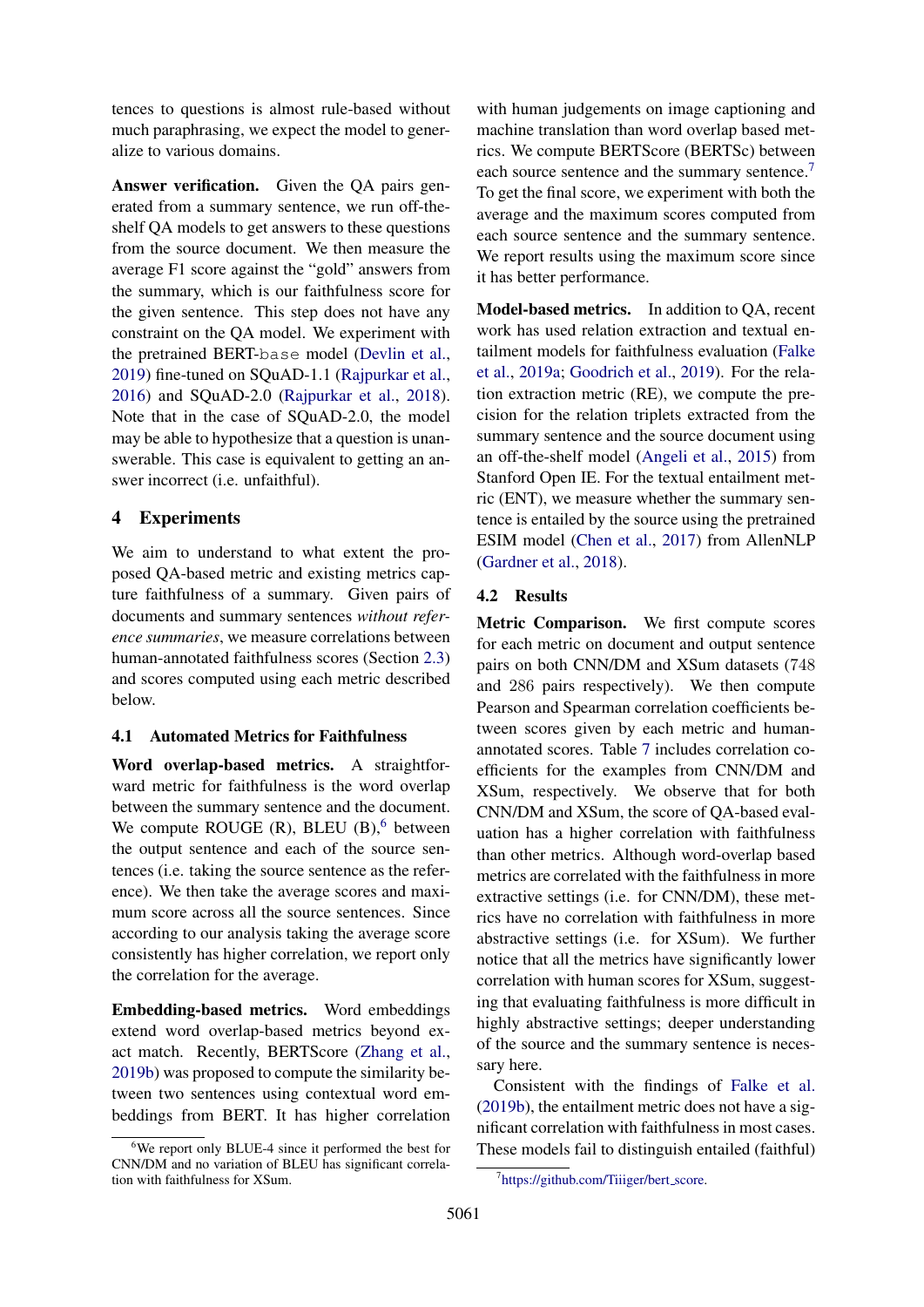tences to questions is almost rule-based without much paraphrasing, we expect the model to generalize to various domains.

**Answer verification.** Given the QA pairs generated from a summary sentence, we run off-the-shelf QA models to get answers to these questions from the source document. We then measure the average F1 score against the "gold" answers from the summary, which is our faithfulness score for the given sentence. This step does not have any constraint on the QA model. We experiment with the pretrained BERT-base model (Devlin et al., 2019) fine-tuned on SQuAD-1.1 (Rajpurkar et al., 2016) and SQuAD-2.0 (Rajpurkar et al., 2018). Note that in the case of SQuAD-2.0, the model may be able to hypothesize that a question is unanswerable. This case is equivalent to getting an answer incorrect (i.e. unfaithful).

## 4 Experiments

We aim to understand to what extent the proposed QA-based metric and existing metrics capture faithfulness of a summary. Given pairs of documents and summary sentences *without reference summaries*, we measure correlations between human-annotated faithfulness scores (Section 2.3) and scores computed using each metric described below.

### 4.1 Automated Metrics for Faithfulness

**Word overlap-based metrics.** A straightforward metric for faithfulness is the word overlap between the summary sentence and the document. We compute ROUGE (R), BLEU (B),[6] between the output sentence and each of the source sentences (i.e. taking the source sentence as the reference). We then take the average scores and maximum score across all the source sentences. Since according to our analysis taking the average score consistently has higher correlation, we report only the correlation for the average.

**Embedding-based metrics.** Word embeddings extend word overlap-based metrics beyond exact match. Recently, BERTScore (Zhang et al., 2019b) was proposed to compute the similarity between two sentences using contextual word embeddings from BERT. It has higher correlation with human judgements on image captioning and machine translation than word overlap based metrics. We compute BERTScore (BERTSc) between each source sentence and the summary sentence.[7] To get the final score, we experiment with both the average and the maximum scores computed from each source sentence and the summary sentence. We report results using the maximum score since it has better performance.

**Model-based metrics.** In addition to QA, recent work has used relation extraction and textual entailment models for faithfulness evaluation (Falke et al., 2019a; Goodrich et al., 2019). For the relation extraction metric (RE), we compute the precision for the relation triplets extracted from the summary sentence and the source document using an off-the-shelf model (Angeli et al., 2015) from Stanford Open IE. For the textual entailment metric (ENT), we measure whether the summary sentence is entailed by the source using the pretrained ESIM model (Chen et al., 2017) from AllenNLP (Gardner et al., 2018).

### 4.2 Results

**Metric Comparison.** We first compute scores for each metric on document and output sentence pairs on both CNN/DM and XSum datasets (748 and 286 pairs respectively). We then compute Pearson and Spearman correlation coefficients between scores given by each metric and human-annotated scores. Table 7 includes correlation coefficients for the examples from CNN/DM and XSum, respectively. We observe that for both CNN/DM and XSum, the score of QA-based evaluation has a higher correlation with faithfulness than other metrics. Although word-overlap based metrics are correlated with the faithfulness in more extractive settings (i.e. for CNN/DM), these metrics have no correlation with faithfulness in more abstractive settings (i.e. for XSum). We further notice that all the metrics have significantly lower correlation with human scores for XSum, suggesting that evaluating faithfulness is more difficult in highly abstractive settings; deeper understanding of the source and the summary sentence is necessary here.

Consistent with the findings of Falke et al. (2019b), the entailment metric does not have a significant correlation with faithfulness in most cases. These models fail to distinguish entailed (faithful)

[6] We report only BLUE-4 since it performed the best for CNN/DM and no variation of BLEU has significant correlation with faithfulness for XSum.

[7] https://github.com/Tiiiger/bert_score.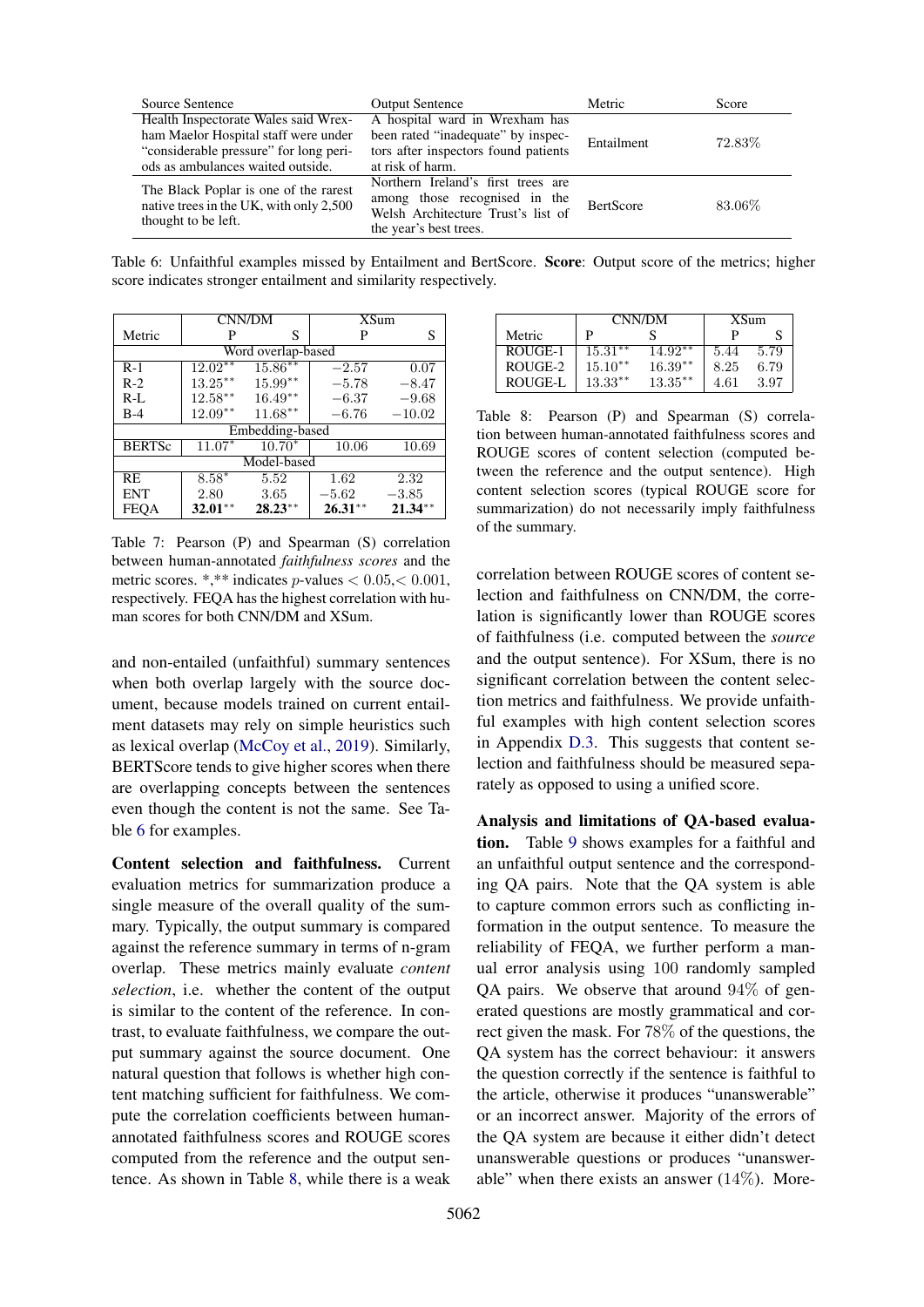| Source Sentence | Output Sentence | Metric | Score |
|---|---|---|---|
| Health Inspectorate Wales said Wrexham Maelor Hospital staff were under "considerable pressure" for long periods as ambulances waited outside. | A hospital ward in Wrexham has been rated "inadequate" by inspectors after inspectors found patients at risk of harm. | Entailment | 72.83% |
| The Black Poplar is one of the rarest native trees in the UK, with only 2,500 thought to be left. | Northern Ireland's first trees are among those recognised in the Welsh Architecture Trust's list of the year's best trees. | BertScore | 83.06% |

Table 6: Unfaithful examples missed by Entailment and BertScore. **Score**: Output score of the metrics; higher score indicates stronger entailment and similarity respectively.

| Metric | CNN/DM P | CNN/DM S | XSum P | XSum S |
|---|---|---|---|---|
| *Word overlap-based* | | | | |
| R-1 | $12.02^{**}$ | $15.86^{**}$ | $-2.57$ | $0.07$ |
| R-2 | $13.25^{**}$ | $15.99^{**}$ | $-5.78$ | $-8.47$ |
| R-L | $12.58^{**}$ | $16.49^{**}$ | $-6.37$ | $-9.68$ |
| B-4 | $12.09^{**}$ | $11.68^{**}$ | $-6.76$ | $-10.02$ |
| *Embedding-based* | | | | |
| BERTSc | $11.07^{*}$ | $10.70^{*}$ | $10.06$ | $10.69$ |
| *Model-based* | | | | |
| RE | $8.58^{*}$ | $5.52$ | $1.62$ | $2.32$ |
| ENT | $2.80$ | $3.65$ | $-5.62$ | $-3.85$ |
| FEQA | $\mathbf{32.01}^{**}$ | $\mathbf{28.23}^{**}$ | $\mathbf{26.31}^{**}$ | $\mathbf{21.34}^{**}$ |

Table 7: Pearson (P) and Spearman (S) correlation between human-annotated *faithfulness scores* and the metric scores. *,** indicates $p$-values $< 0.05, < 0.001$, respectively. FEQA has the highest correlation with human scores for both CNN/DM and XSum.

and non-entailed (unfaithful) summary sentences when both overlap largely with the source document, because models trained on current entailment datasets may rely on simple heuristics such as lexical overlap (McCoy et al., 2019). Similarly, BERTScore tends to give higher scores when there are overlapping concepts between the sentences even though the content is not the same. See Table 6 for examples.

**Content selection and faithfulness.** Current evaluation metrics for summarization produce a single measure of the overall quality of the summary. Typically, the output summary is compared against the reference summary in terms of n-gram overlap. These metrics mainly evaluate *content selection*, i.e. whether the content of the output is similar to the content of the reference. In contrast, to evaluate faithfulness, we compare the output summary against the source document. One natural question that follows is whether high content matching sufficient for faithfulness. We compute the correlation coefficients between human-annotated faithfulness scores and ROUGE scores computed from the reference and the output sentence. As shown in Table 8, while there is a weak

| Metric | CNN/DM P | CNN/DM S | XSum P | XSum S |
|---|---|---|---|---|
| ROUGE-1 | $15.31^{**}$ | $14.92^{**}$ | 5.44 | 5.79 |
| ROUGE-2 | $15.10^{**}$ | $16.39^{**}$ | 8.25 | 6.79 |
| ROUGE-L | $13.33^{**}$ | $13.35^{**}$ | 4.61 | 3.97 |

Table 8: Pearson (P) and Spearman (S) correlation between human-annotated faithfulness scores and ROUGE scores of content selection (computed between the reference and the output sentence). High content selection scores (typical ROUGE score for summarization) do not necessarily imply faithfulness of the summary.

correlation between ROUGE scores of content selection and faithfulness on CNN/DM, the correlation is significantly lower than ROUGE scores of faithfulness (i.e. computed between the *source* and the output sentence). For XSum, there is no significant correlation between the content selection metrics and faithfulness. We provide unfaithful examples with high content selection scores in Appendix D.3. This suggests that content selection and faithfulness should be measured separately as opposed to using a unified score.

**Analysis and limitations of QA-based evaluation.** Table 9 shows examples for a faithful and an unfaithful output sentence and the corresponding QA pairs. Note that the QA system is able to capture common errors such as conflicting information in the output sentence. To measure the reliability of FEQA, we further perform a manual error analysis using 100 randomly sampled QA pairs. We observe that around 94% of generated questions are mostly grammatical and correct given the mask. For 78% of the questions, the QA system has the correct behaviour: it answers the question correctly if the sentence is faithful to the article, otherwise it produces "unanswerable" or an incorrect answer. Majority of the errors of the QA system are because it either didn't detect unanswerable questions or produces "unanswerable" when there exists an answer (14%). More-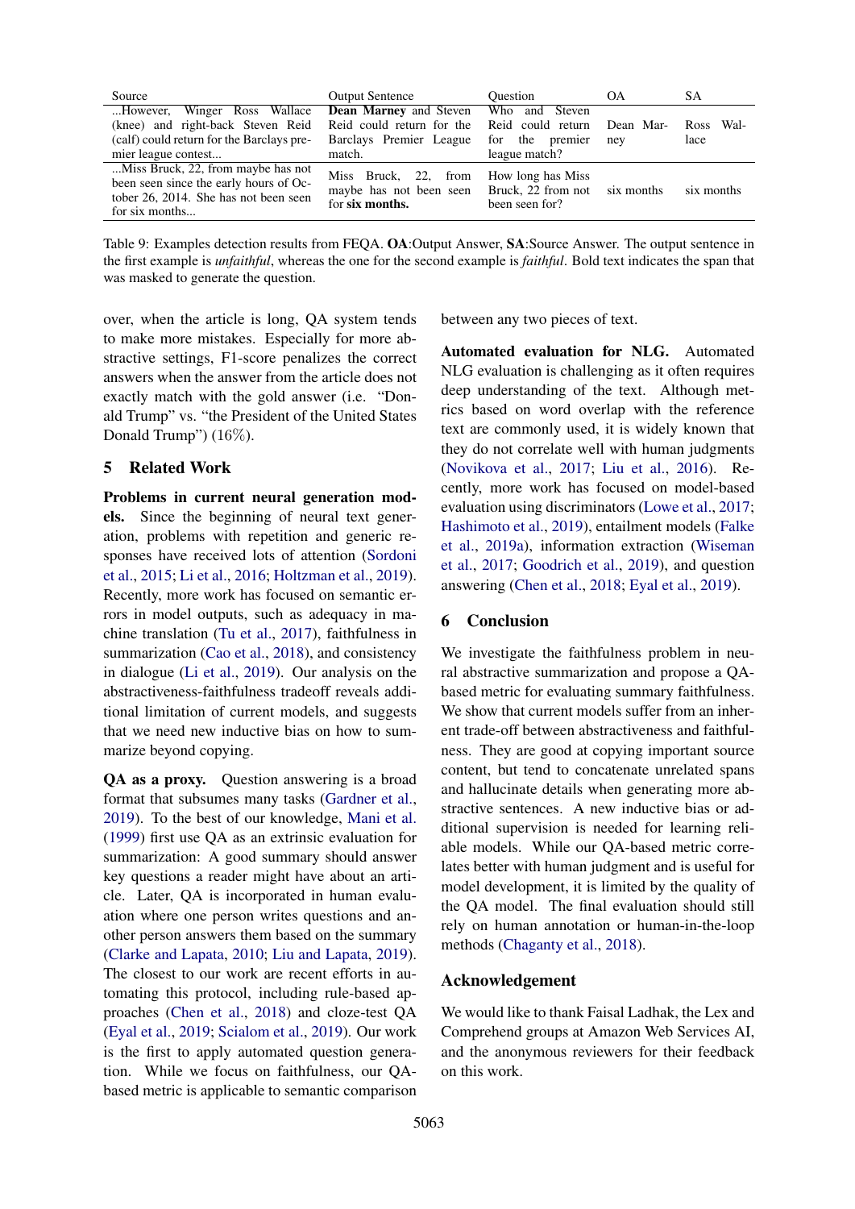| Source | Output Sentence | Question | OA | SA |
|---|---|---|---|---|
| ...However, Winger Ross Wallace (knee) and right-back Steven Reid (calf) could return for the Barclays premier league contest... | **Dean Marney** and Steven Reid could return for the Barclays Premier League match. | Who and Steven Reid could return for the premier league match? | Dean Marney | Ross Wallace |
| ...Miss Bruck, 22, from maybe has not been seen since the early hours of October 26, 2014. She has not been seen for six months... | Miss Bruck, 22, from maybe has not been seen for **six months.** | How long has Miss Bruck, 22 from not been seen for? | six months | six months |

Table 9: Examples detection results from FEQA. **OA**:Output Answer, **SA**:Source Answer. The output sentence in the first example is *unfaithful*, whereas the one for the second example is *faithful*. Bold text indicates the span that was masked to generate the question.

over, when the article is long, QA system tends to make more mistakes. Especially for more abstractive settings, F1-score penalizes the correct answers when the answer from the article does not exactly match with the gold answer (i.e. "Donald Trump" vs. "the President of the United States Donald Trump") (16%).

## 5 Related Work

**Problems in current neural generation models.** Since the beginning of neural text generation, problems with repetition and generic responses have received lots of attention (Sordoni et al., 2015; Li et al., 2016; Holtzman et al., 2019). Recently, more work has focused on semantic errors in model outputs, such as adequacy in machine translation (Tu et al., 2017), faithfulness in summarization (Cao et al., 2018), and consistency in dialogue (Li et al., 2019). Our analysis on the abstractiveness-faithfulness tradeoff reveals additional limitation of current models, and suggests that we need new inductive bias on how to summarize beyond copying.

**QA as a proxy.** Question answering is a broad format that subsumes many tasks (Gardner et al., 2019). To the best of our knowledge, Mani et al. (1999) first use QA as an extrinsic evaluation for summarization: A good summary should answer key questions a reader might have about an article. Later, QA is incorporated in human evaluation where one person writes questions and another person answers them based on the summary (Clarke and Lapata, 2010; Liu and Lapata, 2019). The closest to our work are recent efforts in automating this protocol, including rule-based approaches (Chen et al., 2018) and cloze-test QA (Eyal et al., 2019; Scialom et al., 2019). Our work is the first to apply automated question generation. While we focus on faithfulness, our QA-based metric is applicable to semantic comparison between any two pieces of text.

**Automated evaluation for NLG.** Automated NLG evaluation is challenging as it often requires deep understanding of the text. Although metrics based on word overlap with the reference text are commonly used, it is widely known that they do not correlate well with human judgments (Novikova et al., 2017; Liu et al., 2016). Recently, more work has focused on model-based evaluation using discriminators (Lowe et al., 2017; Hashimoto et al., 2019), entailment models (Falke et al., 2019a), information extraction (Wiseman et al., 2017; Goodrich et al., 2019), and question answering (Chen et al., 2018; Eyal et al., 2019).

## 6 Conclusion

We investigate the faithfulness problem in neural abstractive summarization and propose a QA-based metric for evaluating summary faithfulness. We show that current models suffer from an inherent trade-off between abstractiveness and faithfulness. They are good at copying important source content, but tend to concatenate unrelated spans and hallucinate details when generating more abstractive sentences. A new inductive bias or additional supervision is needed for learning reliable models. While our QA-based metric correlates better with human judgment and is useful for model development, it is limited by the quality of the QA model. The final evaluation should still rely on human annotation or human-in-the-loop methods (Chaganty et al., 2018).

## Acknowledgement

We would like to thank Faisal Ladhak, the Lex and Comprehend groups at Amazon Web Services AI, and the anonymous reviewers for their feedback on this work.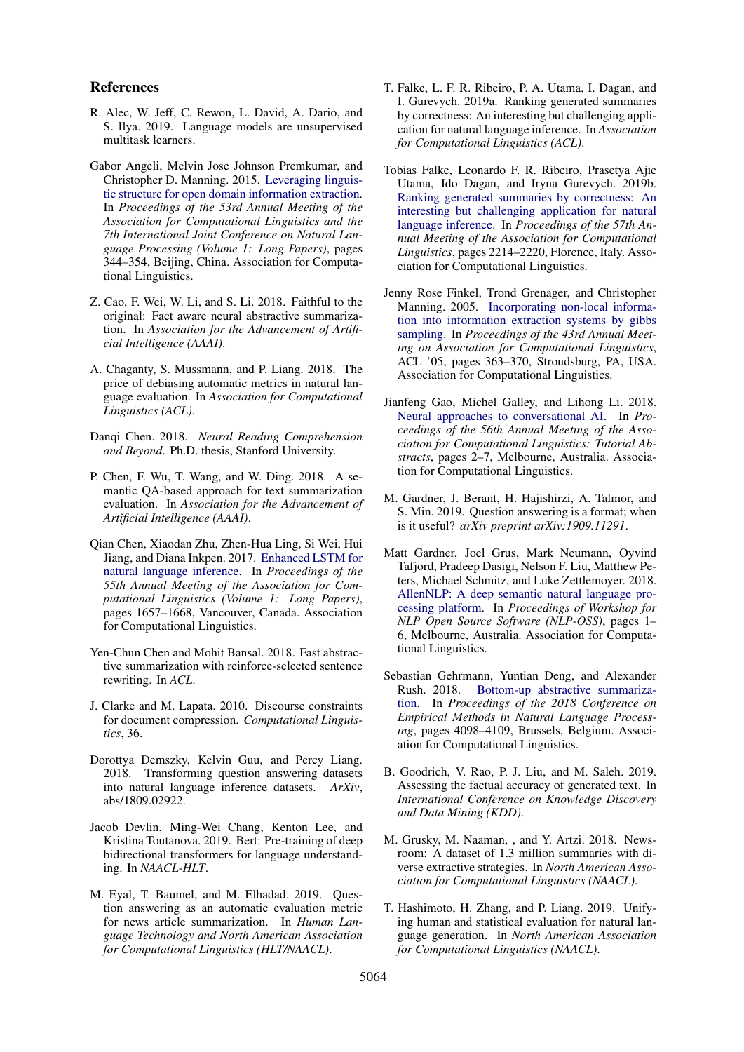## References

R. Alec, W. Jeff, C. Rewon, L. David, A. Dario, and S. Ilya. 2019. Language models are unsupervised multitask learners.

Gabor Angeli, Melvin Jose Johnson Premkumar, and Christopher D. Manning. 2015. Leveraging linguistic structure for open domain information extraction. In *Proceedings of the 53rd Annual Meeting of the Association for Computational Linguistics and the 7th International Joint Conference on Natural Language Processing (Volume 1: Long Papers)*, pages 344–354, Beijing, China. Association for Computational Linguistics.

Z. Cao, F. Wei, W. Li, and S. Li. 2018. Faithful to the original: Fact aware neural abstractive summarization. In *Association for the Advancement of Artificial Intelligence (AAAI)*.

A. Chaganty, S. Mussmann, and P. Liang. 2018. The price of debiasing automatic metrics in natural language evaluation. In *Association for Computational Linguistics (ACL)*.

Danqi Chen. 2018. *Neural Reading Comprehension and Beyond*. Ph.D. thesis, Stanford University.

P. Chen, F. Wu, T. Wang, and W. Ding. 2018. A semantic QA-based approach for text summarization evaluation. In *Association for the Advancement of Artificial Intelligence (AAAI)*.

Qian Chen, Xiaodan Zhu, Zhen-Hua Ling, Si Wei, Hui Jiang, and Diana Inkpen. 2017. Enhanced LSTM for natural language inference. In *Proceedings of the 55th Annual Meeting of the Association for Computational Linguistics (Volume 1: Long Papers)*, pages 1657–1668, Vancouver, Canada. Association for Computational Linguistics.

Yen-Chun Chen and Mohit Bansal. 2018. Fast abstractive summarization with reinforce-selected sentence rewriting. In *ACL*.

J. Clarke and M. Lapata. 2010. Discourse constraints for document compression. *Computational Linguistics*, 36.

Dorottya Demszky, Kelvin Guu, and Percy Liang. 2018. Transforming question answering datasets into natural language inference datasets. *ArXiv*, abs/1809.02922.

Jacob Devlin, Ming-Wei Chang, Kenton Lee, and Kristina Toutanova. 2019. Bert: Pre-training of deep bidirectional transformers for language understanding. In *NAACL-HLT*.

M. Eyal, T. Baumel, and M. Elhadad. 2019. Question answering as an automatic evaluation metric for news article summarization. In *Human Language Technology and North American Association for Computational Linguistics (HLT/NAACL)*.

T. Falke, L. F. R. Ribeiro, P. A. Utama, I. Dagan, and I. Gurevych. 2019a. Ranking generated summaries by correctness: An interesting but challenging application for natural language inference. In *Association for Computational Linguistics (ACL)*.

Tobias Falke, Leonardo F. R. Ribeiro, Prasetya Ajie Utama, Ido Dagan, and Iryna Gurevych. 2019b. Ranking generated summaries by correctness: An interesting but challenging application for natural language inference. In *Proceedings of the 57th Annual Meeting of the Association for Computational Linguistics*, pages 2214–2220, Florence, Italy. Association for Computational Linguistics.

Jenny Rose Finkel, Trond Grenager, and Christopher Manning. 2005. Incorporating non-local information into information extraction systems by gibbs sampling. In *Proceedings of the 43rd Annual Meeting on Association for Computational Linguistics*, ACL '05, pages 363–370, Stroudsburg, PA, USA. Association for Computational Linguistics.

Jianfeng Gao, Michel Galley, and Lihong Li. 2018. Neural approaches to conversational AI. In *Proceedings of the 56th Annual Meeting of the Association for Computational Linguistics: Tutorial Abstracts*, pages 2–7, Melbourne, Australia. Association for Computational Linguistics.

M. Gardner, J. Berant, H. Hajishirzi, A. Talmor, and S. Min. 2019. Question answering is a format; when is it useful? *arXiv preprint arXiv:1909.11291*.

Matt Gardner, Joel Grus, Mark Neumann, Oyvind Tafjord, Pradeep Dasigi, Nelson F. Liu, Matthew Peters, Michael Schmitz, and Luke Zettlemoyer. 2018. AllenNLP: A deep semantic natural language processing platform. In *Proceedings of Workshop for NLP Open Source Software (NLP-OSS)*, pages 1–6, Melbourne, Australia. Association for Computational Linguistics.

Sebastian Gehrmann, Yuntian Deng, and Alexander Rush. 2018. Bottom-up abstractive summarization. In *Proceedings of the 2018 Conference on Empirical Methods in Natural Language Processing*, pages 4098–4109, Brussels, Belgium. Association for Computational Linguistics.

B. Goodrich, V. Rao, P. J. Liu, and M. Saleh. 2019. Assessing the factual accuracy of generated text. In *International Conference on Knowledge Discovery and Data Mining (KDD)*.

M. Grusky, M. Naaman, , and Y. Artzi. 2018. Newsroom: A dataset of 1.3 million summaries with diverse extractive strategies. In *North American Association for Computational Linguistics (NAACL)*.

T. Hashimoto, H. Zhang, and P. Liang. 2019. Unifying human and statistical evaluation for natural language generation. In *North American Association for Computational Linguistics (NAACL)*.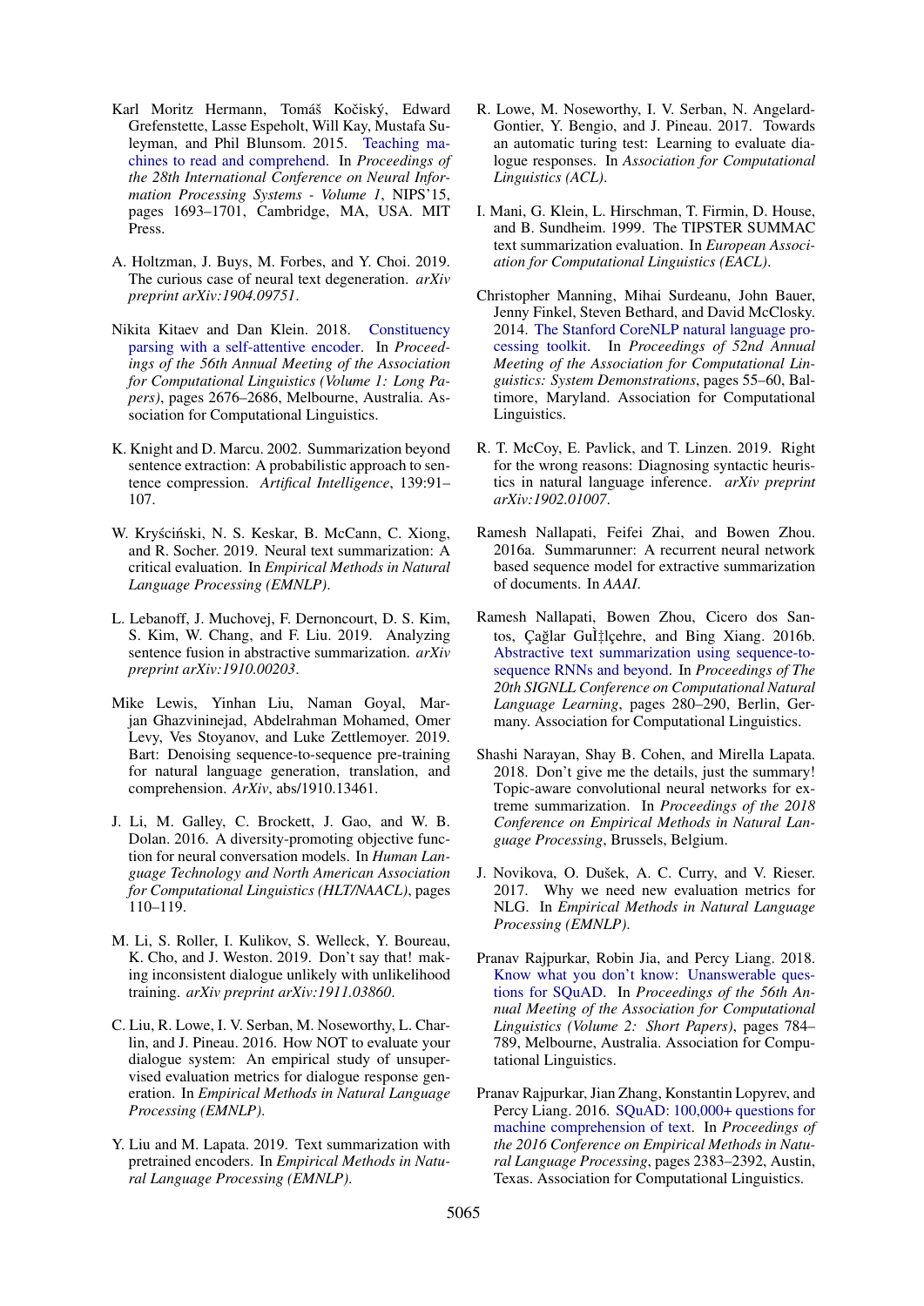Karl Moritz Hermann, Tomáš Kočiský, Edward Grefenstette, Lasse Espeholt, Will Kay, Mustafa Suleyman, and Phil Blunsom. 2015. Teaching machines to read and comprehend. In *Proceedings of the 28th International Conference on Neural Information Processing Systems - Volume 1*, NIPS'15, pages 1693–1701, Cambridge, MA, USA. MIT Press.

A. Holtzman, J. Buys, M. Forbes, and Y. Choi. 2019. The curious case of neural text degeneration. *arXiv preprint arXiv:1904.09751*.

Nikita Kitaev and Dan Klein. 2018. Constituency parsing with a self-attentive encoder. In *Proceedings of the 56th Annual Meeting of the Association for Computational Linguistics (Volume 1: Long Papers)*, pages 2676–2686, Melbourne, Australia. Association for Computational Linguistics.

K. Knight and D. Marcu. 2002. Summarization beyond sentence extraction: A probabilistic approach to sentence compression. *Artifical Intelligence*, 139:91–107.

W. Kryściński, N. S. Keskar, B. McCann, C. Xiong, and R. Socher. 2019. Neural text summarization: A critical evaluation. In *Empirical Methods in Natural Language Processing (EMNLP)*.

L. Lebanoff, J. Muchovej, F. Dernoncourt, D. S. Kim, S. Kim, W. Chang, and F. Liu. 2019. Analyzing sentence fusion in abstractive summarization. *arXiv preprint arXiv:1910.00203*.

Mike Lewis, Yinhan Liu, Naman Goyal, Marjan Ghazvininejad, Abdelrahman Mohamed, Omer Levy, Ves Stoyanov, and Luke Zettlemoyer. 2019. Bart: Denoising sequence-to-sequence pre-training for natural language generation, translation, and comprehension. *ArXiv*, abs/1910.13461.

J. Li, M. Galley, C. Brockett, J. Gao, and W. B. Dolan. 2016. A diversity-promoting objective function for neural conversation models. In *Human Language Technology and North American Association for Computational Linguistics (HLT/NAACL)*, pages 110–119.

M. Li, S. Roller, I. Kulikov, S. Welleck, Y. Boureau, K. Cho, and J. Weston. 2019. Don't say that! making inconsistent dialogue unlikely with unlikelihood training. *arXiv preprint arXiv:1911.03860*.

C. Liu, R. Lowe, I. V. Serban, M. Noseworthy, L. Charlin, and J. Pineau. 2016. How NOT to evaluate your dialogue system: An empirical study of unsupervised evaluation metrics for dialogue response generation. In *Empirical Methods in Natural Language Processing (EMNLP)*.

Y. Liu and M. Lapata. 2019. Text summarization with pretrained encoders. In *Empirical Methods in Natural Language Processing (EMNLP)*.

R. Lowe, M. Noseworthy, I. V. Serban, N. Angelard-Gontier, Y. Bengio, and J. Pineau. 2017. Towards an automatic turing test: Learning to evaluate dialogue responses. In *Association for Computational Linguistics (ACL)*.

I. Mani, G. Klein, L. Hirschman, T. Firmin, D. House, and B. Sundheim. 1999. The TIPSTER SUMMAC text summarization evaluation. In *European Association for Computational Linguistics (EACL)*.

Christopher Manning, Mihai Surdeanu, John Bauer, Jenny Finkel, Steven Bethard, and David McClosky. 2014. The Stanford CoreNLP natural language processing toolkit. In *Proceedings of 52nd Annual Meeting of the Association for Computational Linguistics: System Demonstrations*, pages 55–60, Baltimore, Maryland. Association for Computational Linguistics.

R. T. McCoy, E. Pavlick, and T. Linzen. 2019. Right for the wrong reasons: Diagnosing syntactic heuristics in natural language inference. *arXiv preprint arXiv:1902.01007*.

Ramesh Nallapati, Feifei Zhai, and Bowen Zhou. 2016a. Summarunner: A recurrent neural network based sequence model for extractive summarization of documents. In *AAAI*.

Ramesh Nallapati, Bowen Zhou, Cicero dos Santos, Çağlar GuÌ‡lçehre, and Bing Xiang. 2016b. Abstractive text summarization using sequence-to-sequence RNNs and beyond. In *Proceedings of The 20th SIGNLL Conference on Computational Natural Language Learning*, pages 280–290, Berlin, Germany. Association for Computational Linguistics.

Shashi Narayan, Shay B. Cohen, and Mirella Lapata. 2018. Don't give me the details, just the summary! Topic-aware convolutional neural networks for extreme summarization. In *Proceedings of the 2018 Conference on Empirical Methods in Natural Language Processing*, Brussels, Belgium.

J. Novikova, O. Dušek, A. C. Curry, and V. Rieser. 2017. Why we need new evaluation metrics for NLG. In *Empirical Methods in Natural Language Processing (EMNLP)*.

Pranav Rajpurkar, Robin Jia, and Percy Liang. 2018. Know what you don't know: Unanswerable questions for SQuAD. In *Proceedings of the 56th Annual Meeting of the Association for Computational Linguistics (Volume 2: Short Papers)*, pages 784–789, Melbourne, Australia. Association for Computational Linguistics.

Pranav Rajpurkar, Jian Zhang, Konstantin Lopyrev, and Percy Liang. 2016. SQuAD: 100,000+ questions for machine comprehension of text. In *Proceedings of the 2016 Conference on Empirical Methods in Natural Language Processing*, pages 2383–2392, Austin, Texas. Association for Computational Linguistics.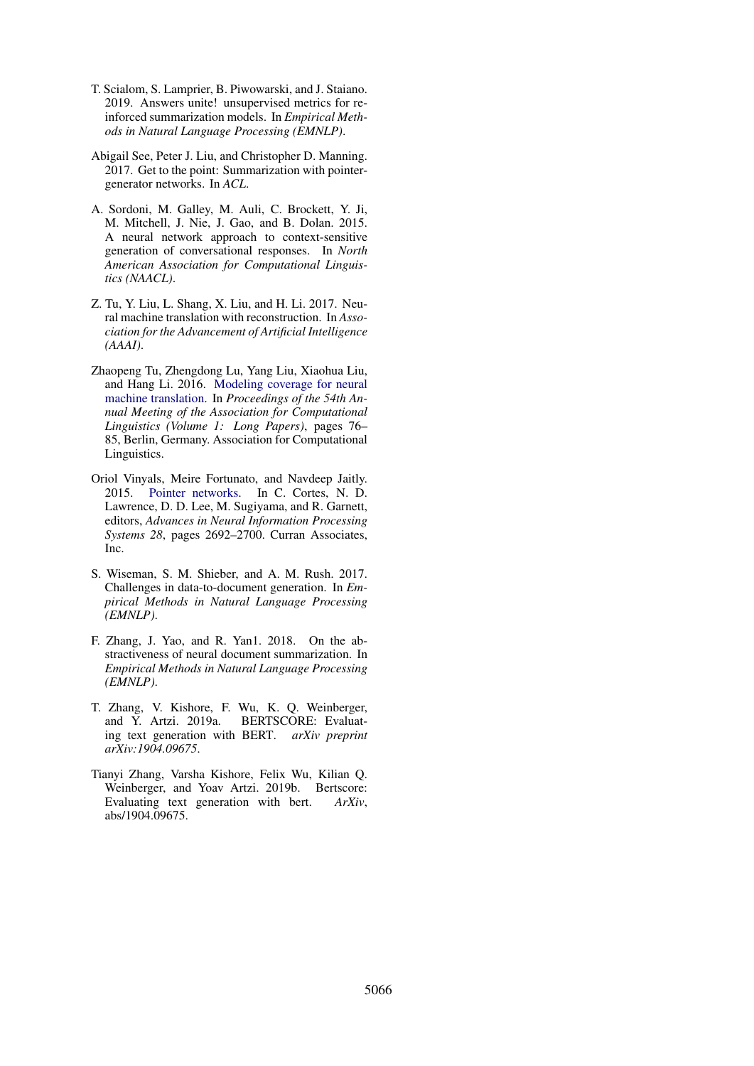T. Scialom, S. Lamprier, B. Piwowarski, and J. Staiano. 2019. Answers unite! unsupervised metrics for reinforced summarization models. In *Empirical Methods in Natural Language Processing (EMNLP)*.

Abigail See, Peter J. Liu, and Christopher D. Manning. 2017. Get to the point: Summarization with pointer-generator networks. In *ACL*.

A. Sordoni, M. Galley, M. Auli, C. Brockett, Y. Ji, M. Mitchell, J. Nie, J. Gao, and B. Dolan. 2015. A neural network approach to context-sensitive generation of conversational responses. In *North American Association for Computational Linguistics (NAACL)*.

Z. Tu, Y. Liu, L. Shang, X. Liu, and H. Li. 2017. Neural machine translation with reconstruction. In *Association for the Advancement of Artificial Intelligence (AAAI)*.

Zhaopeng Tu, Zhengdong Lu, Yang Liu, Xiaohua Liu, and Hang Li. 2016. Modeling coverage for neural machine translation. In *Proceedings of the 54th Annual Meeting of the Association for Computational Linguistics (Volume 1: Long Papers)*, pages 76–85, Berlin, Germany. Association for Computational Linguistics.

Oriol Vinyals, Meire Fortunato, and Navdeep Jaitly. 2015. Pointer networks. In C. Cortes, N. D. Lawrence, D. D. Lee, M. Sugiyama, and R. Garnett, editors, *Advances in Neural Information Processing Systems 28*, pages 2692–2700. Curran Associates, Inc.

S. Wiseman, S. M. Shieber, and A. M. Rush. 2017. Challenges in data-to-document generation. In *Empirical Methods in Natural Language Processing (EMNLP)*.

F. Zhang, J. Yao, and R. Yan1. 2018. On the abstractiveness of neural document summarization. In *Empirical Methods in Natural Language Processing (EMNLP)*.

T. Zhang, V. Kishore, F. Wu, K. Q. Weinberger, and Y. Artzi. 2019a. BERTSCORE: Evaluating text generation with BERT. *arXiv preprint arXiv:1904.09675*.

Tianyi Zhang, Varsha Kishore, Felix Wu, Kilian Q. Weinberger, and Yoav Artzi. 2019b. Bertscore: Evaluating text generation with bert. *ArXiv*, abs/1904.09675.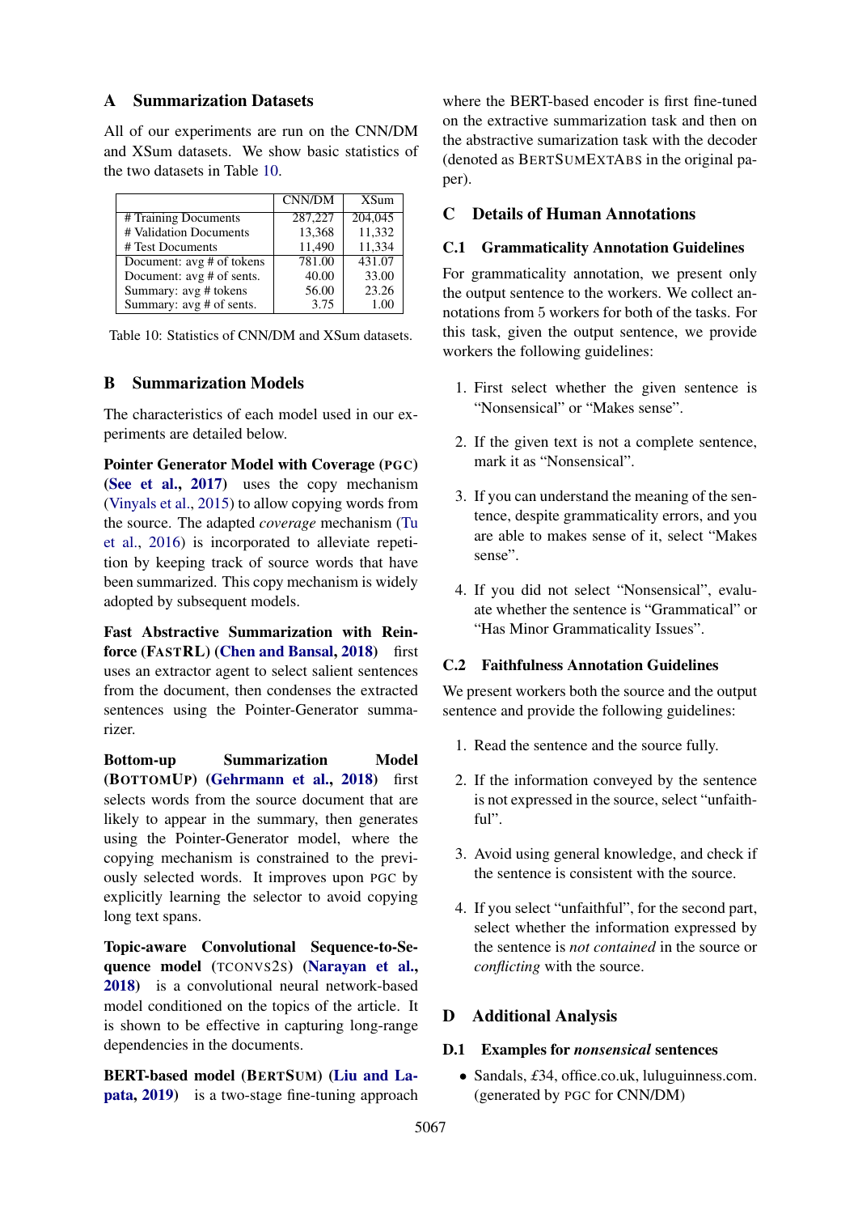## A Summarization Datasets

All of our experiments are run on the CNN/DM and XSum datasets. We show basic statistics of the two datasets in Table 10.

| | CNN/DM | XSum |
|---|---|---|
| # Training Documents | 287,227 | 204,045 |
| # Validation Documents | 13,368 | 11,332 |
| # Test Documents | 11,490 | 11,334 |
| Document: avg # of tokens | 781.00 | 431.07 |
| Document: avg # of sents. | 40.00 | 33.00 |
| Summary: avg # tokens | 56.00 | 23.26 |
| Summary: avg # of sents. | 3.75 | 1.00 |

Table 10: Statistics of CNN/DM and XSum datasets.

## B Summarization Models

The characteristics of each model used in our experiments are detailed below.

**Pointer Generator Model with Coverage (PGC) (See et al., 2017)** uses the copy mechanism (Vinyals et al., 2015) to allow copying words from the source. The adapted *coverage* mechanism (Tu et al., 2016) is incorporated to alleviate repetition by keeping track of source words that have been summarized. This copy mechanism is widely adopted by subsequent models.

**Fast Abstractive Summarization with Reinforce (FASTRL) (Chen and Bansal, 2018)** first uses an extractor agent to select salient sentences from the document, then condenses the extracted sentences using the Pointer-Generator summarizer.

**Bottom-up Summarization Model (BOTTOMUP) (Gehrmann et al., 2018)** first selects words from the source document that are likely to appear in the summary, then generates using the Pointer-Generator model, where the copying mechanism is constrained to the previously selected words. It improves upon PGC by explicitly learning the selector to avoid copying long text spans.

**Topic-aware Convolutional Sequence-to-Sequence model (TCONVS2S) (Narayan et al., 2018)** is a convolutional neural network-based model conditioned on the topics of the article. It is shown to be effective in capturing long-range dependencies in the documents.

**BERT-based model (BERTSUM) (Liu and Lapata, 2019)** is a two-stage fine-tuning approach where the BERT-based encoder is first fine-tuned on the extractive sumarization task and then on the abstractive summarization task with the decoder (denoted as BERTSUMEXTABS in the original paper).

## C Details of Human Annotations

### C.1 Grammaticality Annotation Guidelines

For grammaticality annotation, we present only the output sentence to the workers. We collect annotations from 5 workers for both of the tasks. For this task, given the output sentence, we provide workers the following guidelines:

1. First select whether the given sentence is "Nonsensical" or "Makes sense".
2. If the given text is not a complete sentence, mark it as "Nonsensical".
3. If you can understand the meaning of the sentence, despite grammaticality errors, and you are able to makes sense of it, select "Makes sense".
4. If you did not select "Nonsensical", evaluate whether the sentence is "Grammatical" or "Has Minor Grammaticality Issues".

### C.2 Faithfulness Annotation Guidelines

We present workers both the source and the output sentence and provide the following guidelines:

1. Read the sentence and the source fully.
2. If the information conveyed by the sentence is not expressed in the source, select "unfaithful".
3. Avoid using general knowledge, and check if the sentence is consistent with the source.
4. If you select "unfaithful", for the second part, select whether the information expressed by the sentence is *not contained* in the source or *conflicting* with the source.

## D Additional Analysis

### D.1 Examples for *nonsensical* sentences

- Sandals, £34, office.co.uk, luluguinness.com. (generated by PGC for CNN/DM)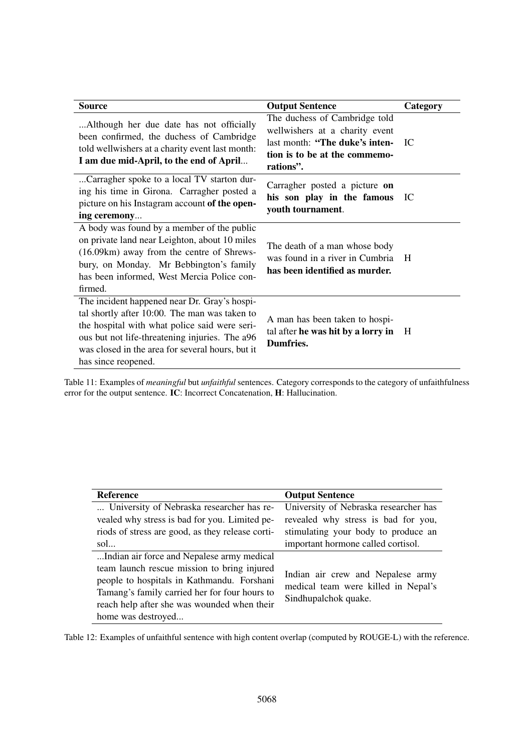| Source | Output Sentence | Category |
|---|---|---|
| ...Although her due date has not officially been confirmed, the duchess of Cambridge told wellwishers at a charity event last month: **I am due mid-April, to the end of April**... | The duchess of Cambridge told wellwishers at a charity event last month: **"The duke's intention is to be at the commemorations".** | IC |
| ...Carragher spoke to a local TV starton during his time in Girona. Carragher posted a picture on his Instagram account **of the opening ceremony**... | Carragher posted a picture **on his son play in the famous youth tournament**. | IC |
| A body was found by a member of the public on private land near Leighton, about 10 miles (16.09km) away from the centre of Shrewsbury, on Monday. Mr Bebbington's family has been informed, West Mercia Police confirmed. | The death of a man whose body was found in a river in Cumbria **has been identified as murder.** | H |
| The incident happened near Dr. Gray's hospital shortly after 10:00. The man was taken to the hospital with what police said were serious but not life-threatening injuries. The a96 was closed in the area for several hours, but it has since reopened. | A man has been taken to hospital after **he was hit by a lorry in Dumfries.** | H |

Table 11: Examples of *meaningful* but *unfaithful* sentences. Category corresponds to the category of unfaithfulness error for the output sentence. **IC**: Incorrect Concatenation, **H**: Hallucination.

| Reference | Output Sentence |
|---|---|
| ... University of Nebraska researcher has revealed why stress is bad for you. Limited periods of stress are good, as they release cortisol... | University of Nebraska researcher has revealed why stress is bad for you, stimulating your body to produce an important hormone called cortisol. |
| ...Indian air force and Nepalese army medical team launch rescue mission to bring injured people to hospitals in Kathmandu. Forshani Tamang's family carried her for four hours to reach help after she was wounded when their home was destroyed... | Indian air crew and Nepalese army medical team were killed in Nepal's Sindhupalchok quake. |

Table 12: Examples of unfaithful sentence with high content overlap (computed by ROUGE-L) with the reference.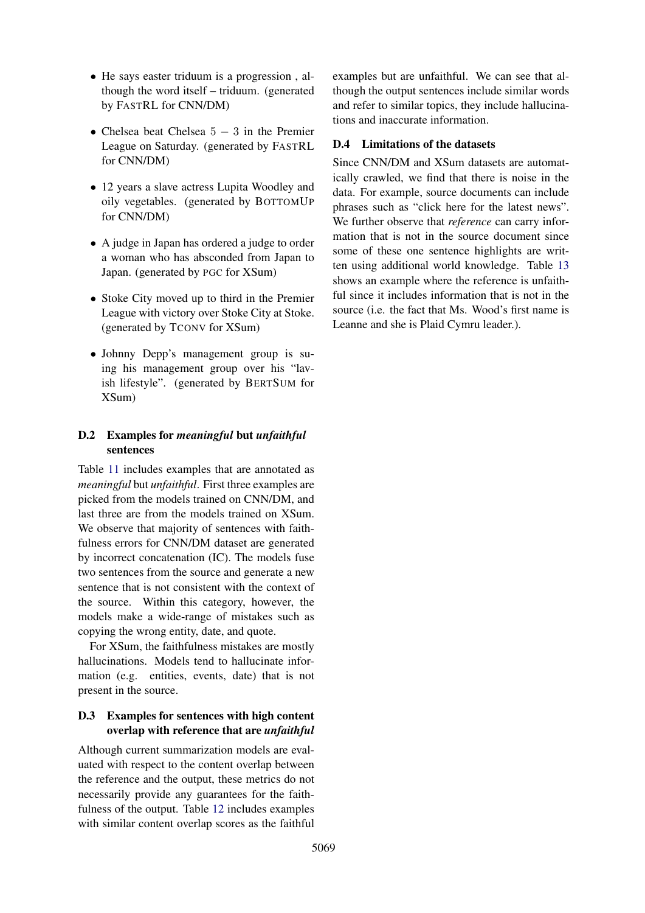- He says easter triduum is a progression , although the word itself – triduum. (generated by FASTRL for CNN/DM)
- Chelsea beat Chelsea 5 − 3 in the Premier League on Saturday. (generated by FASTRL for CNN/DM)
- 12 years a slave actress Lupita Woodley and oily vegetables. (generated by BOTTOMUP for CNN/DM)
- A judge in Japan has ordered a judge to order a woman who has absconded from Japan to Japan. (generated by PGC for XSum)
- Stoke City moved up to third in the Premier League with victory over Stoke City at Stoke. (generated by TCONV for XSum)
- Johnny Depp's management group is suing his management group over his "lavish lifestyle". (generated by BERTSUM for XSum)

### D.2 Examples for *meaningful* but *unfaithful* sentences

Table 11 includes examples that are annotated as *meaningful* but *unfaithful*. First three examples are picked from the models trained on CNN/DM, and last three are from the models trained on XSum. We observe that majority of sentences with faithfulness errors for CNN/DM dataset are generated by incorrect concatenation (IC). The models fuse two sentences from the source and generate a new sentence that is not consistent with the context of the source. Within this category, however, the models make a wide-range of mistakes such as copying the wrong entity, date, and quote.

For XSum, the faithfulness mistakes are mostly hallucinations. Models tend to hallucinate information (e.g. entities, events, date) that is not present in the source.

### D.3 Examples for sentences with high content overlap with reference that are *unfaithful*

Although current summarization models are evaluated with respect to the content overlap between the reference and the output, these metrics do not necessarily provide any guarantees for the faithfulness of the output. Table 12 includes examples with similar content overlap scores as the faithful examples but are unfaithful. We can see that although the output sentences include similar words and refer to similar topics, they include hallucinations and inaccurate information.

### D.4 Limitations of the datasets

Since CNN/DM and XSum datasets are automatically crawled, we find that there is noise in the data. For example, source documents can include phrases such as "click here for the latest news". We further observe that *reference* can carry information that is not in the source document since some of these one sentence highlights are written using additional world knowledge. Table 13 shows an example where the reference is unfaithful since it includes information that is not in the source (i.e. the fact that Ms. Wood's first name is Leanne and she is Plaid Cymru leader.).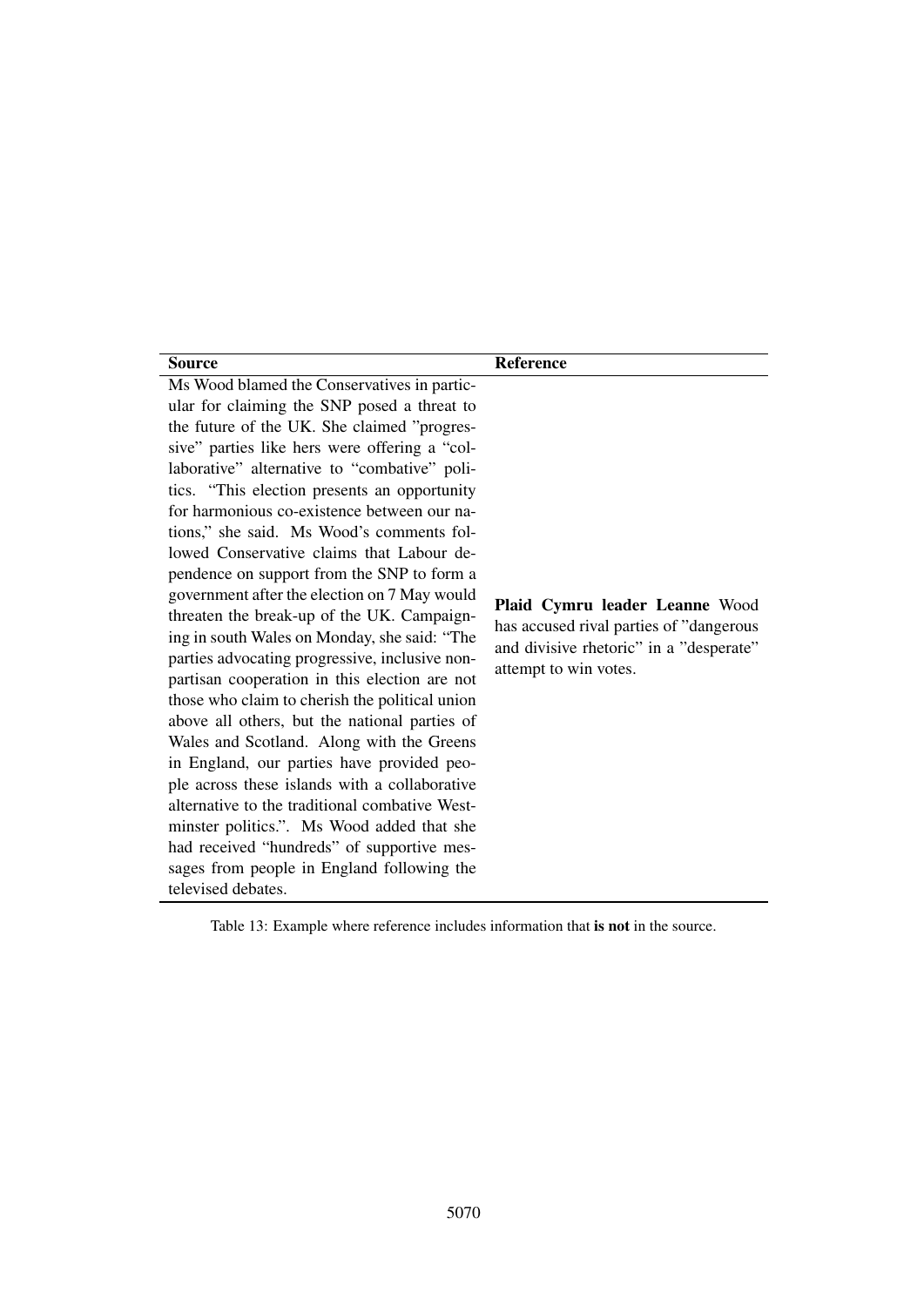| Source | Reference |
|---|---|
| Ms Wood blamed the Conservatives in particular for claiming the SNP posed a threat to the future of the UK. She claimed "progressive" parties like hers were offering a "collaborative" alternative to "combative" politics. "This election presents an opportunity for harmonious co-existence between our nations," she said. Ms Wood's comments followed Conservative claims that Labour dependence on support from the SNP to form a government after the election on 7 May would threaten the break-up of the UK. Campaigning in south Wales on Monday, she said: "The parties advocating progressive, inclusive non-partisan cooperation in this election are not those who claim to cherish the political union above all others, but the national parties of Wales and Scotland. Along with the Greens in England, our parties have provided people across these islands with a collaborative alternative to the traditional combative Westminster politics.". Ms Wood added that she had received "hundreds" of supportive messages from people in England following the televised debates. | **Plaid Cymru leader Leanne** Wood has accused rival parties of "dangerous and divisive rhetoric" in a "desperate" attempt to win votes. |

Table 13: Example where reference includes information that **is not** in the source.